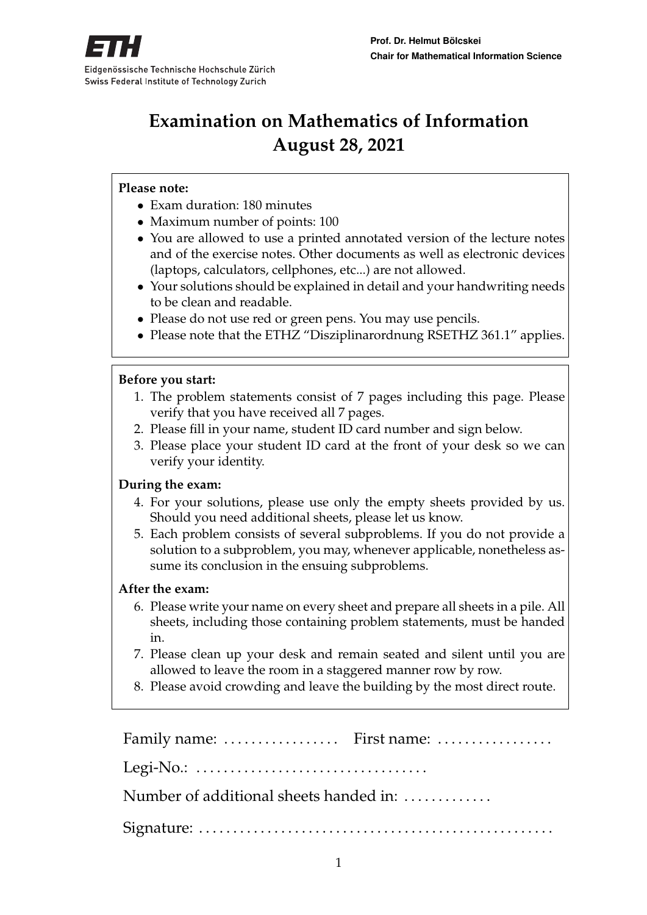Eidgenössische Technische Hochschule Zürich
Swiss Federal Institute of Technology Zurich

**Prof. Dr. Helmut Bölcskei**
**Chair for Mathematical Information Science**

# Examination on Mathematics of Information
# August 28, 2021

**Please note:**

- Exam duration: 180 minutes
- Maximum number of points: 100
- You are allowed to use a printed annotated version of the lecture notes and of the exercise notes. Other documents as well as electronic devices (laptops, calculators, cellphones, etc...) are not allowed.
- Your solutions should be explained in detail and your handwriting needs to be clean and readable.
- Please do not use red or green pens. You may use pencils.
- Please note that the ETHZ "Disziplinarordnung RSETHZ 361.1" applies.

**Before you start:**

1. The problem statements consist of 7 pages including this page. Please verify that you have received all 7 pages.
2. Please fill in your name, student ID card number and sign below.
3. Please place your student ID card at the front of your desk so we can verify your identity.

**During the exam:**

4. For your solutions, please use only the empty sheets provided by us. Should you need additional sheets, please let us know.
5. Each problem consists of several subproblems. If you do not provide a solution to a subproblem, you may, whenever applicable, nonetheless assume its conclusion in the ensuing subproblems.

**After the exam:**

6. Please write your name on every sheet and prepare all sheets in a pile. All sheets, including those containing problem statements, must be handed in.
7. Please clean up your desk and remain seated and silent until you are allowed to leave the room in a staggered manner row by row.
8. Please avoid crowding and leave the building by the most direct route.

Family name: ................. First name: .................

Legi-No.: ..................................

Number of additional sheets handed in: .............

Signature: ....................................................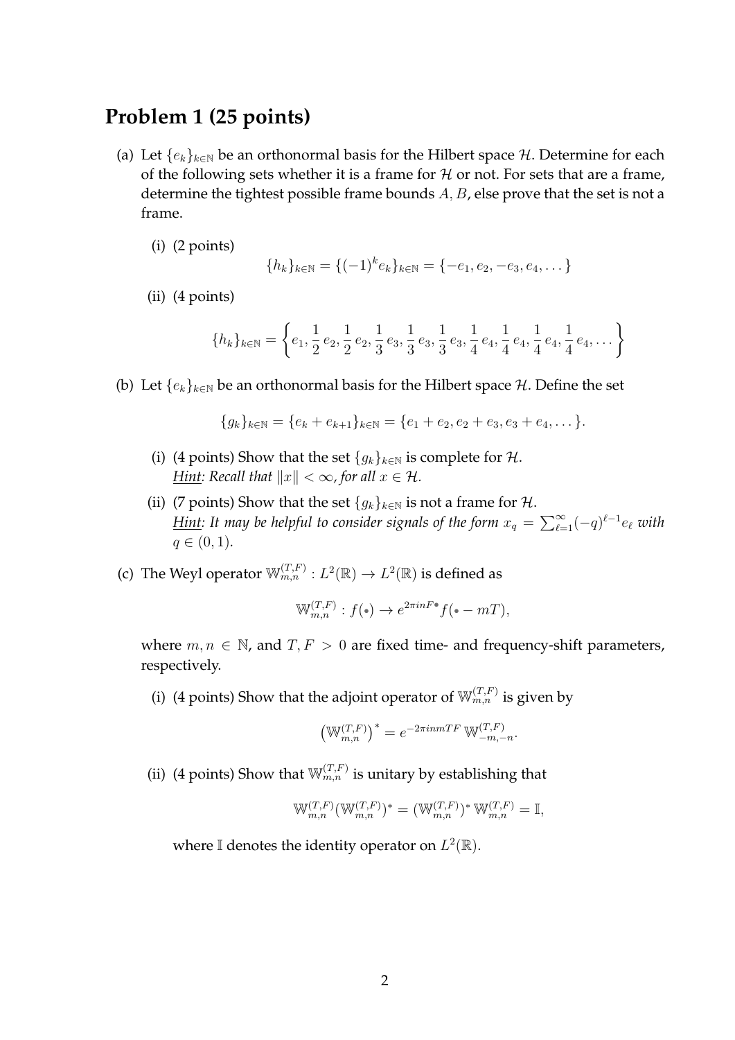## Problem 1 (25 points)

(a) Let $\{e_k\}_{k\in\mathbb{N}}$ be an orthonormal basis for the Hilbert space $\mathcal{H}$. Determine for each of the following sets whether it is a frame for $\mathcal{H}$ or not. For sets that are a frame, determine the tightest possible frame bounds $A, B$, else prove that the set is not a frame.

  (i) (2 points)
  $$\{h_k\}_{k\in\mathbb{N}} = \{(-1)^k e_k\}_{k\in\mathbb{N}} = \{-e_1, e_2, -e_3, e_4, \dots\}$$

  (ii) (4 points)
  $$\{h_k\}_{k\in\mathbb{N}} = \left\{e_1, \frac{1}{2}\,e_2, \frac{1}{2}\,e_2, \frac{1}{3}\,e_3, \frac{1}{3}\,e_3, \frac{1}{3}\,e_3, \frac{1}{4}\,e_4, \frac{1}{4}\,e_4, \frac{1}{4}\,e_4, \frac{1}{4}\,e_4, \dots\right\}$$

(b) Let $\{e_k\}_{k\in\mathbb{N}}$ be an orthonormal basis for the Hilbert space $\mathcal{H}$. Define the set
$$\{g_k\}_{k\in\mathbb{N}} = \{e_k + e_{k+1}\}_{k\in\mathbb{N}} = \{e_1 + e_2, e_2 + e_3, e_3 + e_4, \dots\}.$$

  (i) (4 points) Show that the set $\{g_k\}_{k\in\mathbb{N}}$ is complete for $\mathcal{H}$.
  *Hint: Recall that $\|x\| < \infty$, for all $x \in \mathcal{H}$.*

  (ii) (7 points) Show that the set $\{g_k\}_{k\in\mathbb{N}}$ is not a frame for $\mathcal{H}$.
  *Hint: It may be helpful to consider signals of the form $x_q = \sum_{\ell=1}^{\infty}(-q)^{\ell-1}e_\ell$ with $q \in (0,1)$.*

(c) The Weyl operator $\mathbb{W}_{m,n}^{(T,F)} : L^2(\mathbb{R}) \to L^2(\mathbb{R})$ is defined as
$$\mathbb{W}_{m,n}^{(T,F)} : f(\bullet) \to e^{2\pi i n F \bullet} f(\bullet - mT),$$
where $m, n \in \mathbb{N}$, and $T, F > 0$ are fixed time- and frequency-shift parameters, respectively.

  (i) (4 points) Show that the adjoint operator of $\mathbb{W}_{m,n}^{(T,F)}$ is given by
  $$\left(\mathbb{W}_{m,n}^{(T,F)}\right)^* = e^{-2\pi i n m T F}\,\mathbb{W}_{-m,-n}^{(T,F)}.$$

  (ii) (4 points) Show that $\mathbb{W}_{m,n}^{(T,F)}$ is unitary by establishing that
  $$\mathbb{W}_{m,n}^{(T,F)}(\mathbb{W}_{m,n}^{(T,F)})^* = (\mathbb{W}_{m,n}^{(T,F)})^*\,\mathbb{W}_{m,n}^{(T,F)} = \mathbb{I},$$
  where $\mathbb{I}$ denotes the identity operator on $L^2(\mathbb{R})$.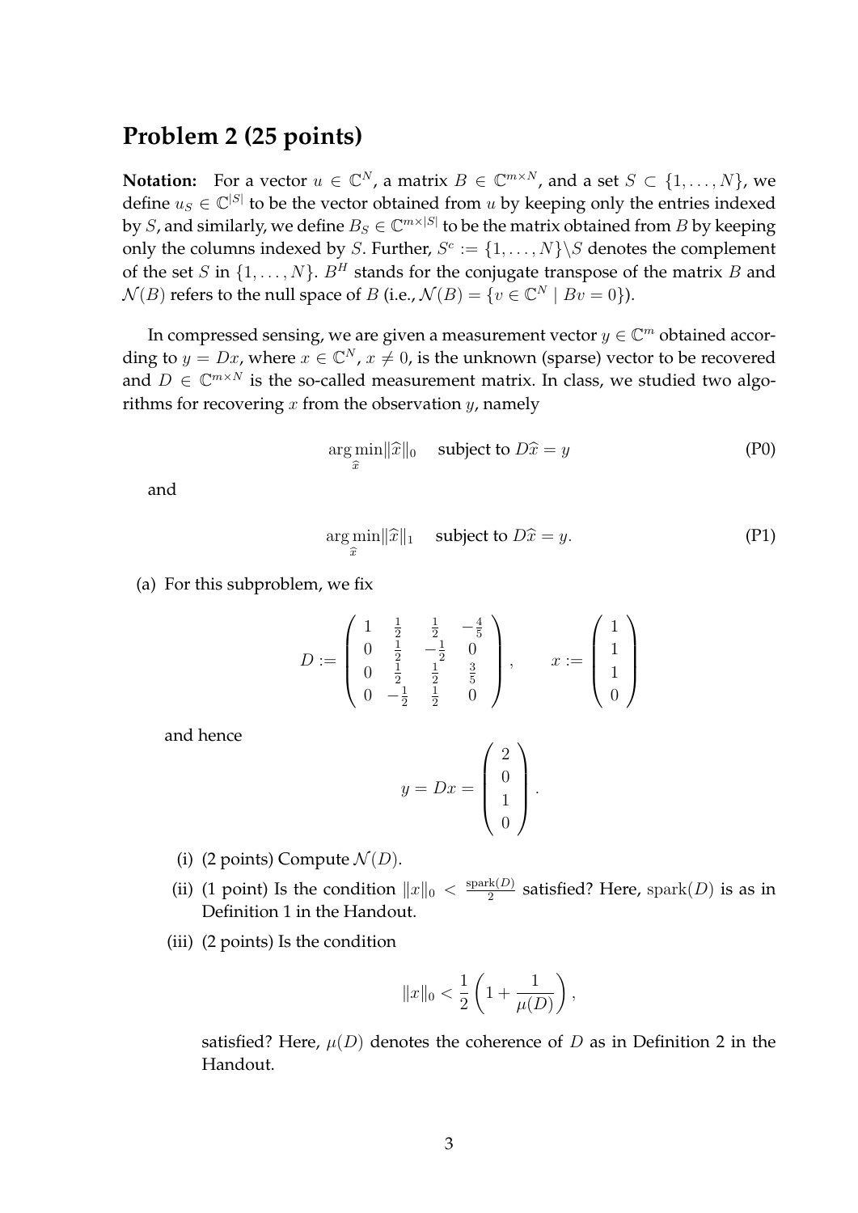## Problem 2 (25 points)

**Notation:** For a vector $u \in \mathbb{C}^N$, a matrix $B \in \mathbb{C}^{m \times N}$, and a set $S \subset \{1, \ldots, N\}$, we define $u_S \in \mathbb{C}^{|S|}$ to be the vector obtained from $u$ by keeping only the entries indexed by $S$, and similarly, we define $B_S \in \mathbb{C}^{m \times |S|}$ to be the matrix obtained from $B$ by keeping only the columns indexed by $S$. Further, $S^c := \{1, \ldots, N\} \backslash S$ denotes the complement of the set $S$ in $\{1, \ldots, N\}$. $B^H$ stands for the conjugate transpose of the matrix $B$ and $\mathcal{N}(B)$ refers to the null space of $B$ (i.e., $\mathcal{N}(B) = \{v \in \mathbb{C}^N \mid Bv = 0\}$).

In compressed sensing, we are given a measurement vector $y \in \mathbb{C}^m$ obtained according to $y = Dx$, where $x \in \mathbb{C}^N$, $x \neq 0$, is the unknown (sparse) vector to be recovered and $D \in \mathbb{C}^{m \times N}$ is the so-called measurement matrix. In class, we studied two algorithms for recovering $x$ from the observation $y$, namely

$$\arg\min_{\widehat{x}} \|\widehat{x}\|_0 \quad \text{subject to } D\widehat{x} = y \tag{P0}$$

and

$$\arg\min_{\widehat{x}} \|\widehat{x}\|_1 \quad \text{subject to } D\widehat{x} = y. \tag{P1}$$

(a) For this subproblem, we fix

$$D := \begin{pmatrix} 1 & \frac{1}{2} & \frac{1}{2} & -\frac{4}{5} \\ 0 & \frac{1}{2} & -\frac{1}{2} & 0 \\ 0 & \frac{1}{2} & \frac{1}{2} & \frac{3}{5} \\ 0 & -\frac{1}{2} & \frac{1}{2} & 0 \end{pmatrix}, \qquad x := \begin{pmatrix} 1 \\ 1 \\ 1 \\ 0 \end{pmatrix}$$

and hence

$$y = Dx = \begin{pmatrix} 2 \\ 0 \\ 1 \\ 0 \end{pmatrix}.$$

(i) (2 points) Compute $\mathcal{N}(D)$.

(ii) (1 point) Is the condition $\|x\|_0 < \frac{\text{spark}(D)}{2}$ satisfied? Here, $\text{spark}(D)$ is as in Definition 1 in the Handout.

(iii) (2 points) Is the condition

$$\|x\|_0 < \frac{1}{2}\left(1 + \frac{1}{\mu(D)}\right),$$

satisfied? Here, $\mu(D)$ denotes the coherence of $D$ as in Definition 2 in the Handout.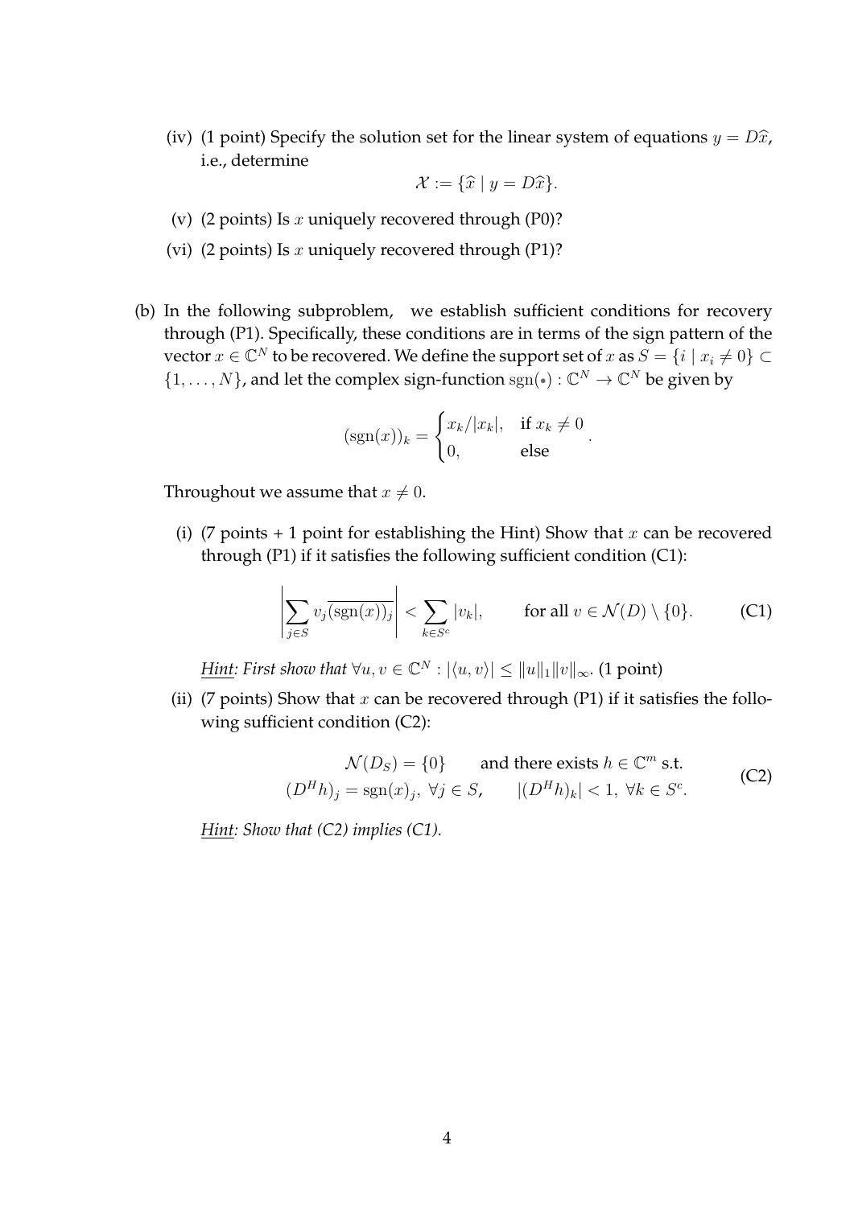(iv) (1 point) Specify the solution set for the linear system of equations $y = D\widehat{x}$, i.e., determine

$$\mathcal{X} := \{\widehat{x} \mid y = D\widehat{x}\}.$$

(v) (2 points) Is $x$ uniquely recovered through (P0)?

(vi) (2 points) Is $x$ uniquely recovered through (P1)?

(b) In the following subproblem, we establish sufficient conditions for recovery through (P1). Specifically, these conditions are in terms of the sign pattern of the vector $x \in \mathbb{C}^N$ to be recovered. We define the support set of $x$ as $S = \{i \mid x_i \neq 0\} \subset \{1, \ldots, N\}$, and let the complex sign-function $\operatorname{sgn}(\bullet) : \mathbb{C}^N \to \mathbb{C}^N$ be given by

$$(\operatorname{sgn}(x))_k = \begin{cases} x_k/|x_k|, & \text{if } x_k \neq 0 \\ 0, & \text{else} \end{cases}.$$

Throughout we assume that $x \neq 0$.

(i) (7 points + 1 point for establishing the Hint) Show that $x$ can be recovered through (P1) if it satisfies the following sufficient condition (C1):

$$\left| \sum_{j \in S} v_j \overline{(\operatorname{sgn}(x))_j} \right| < \sum_{k \in S^c} |v_k|, \qquad \text{for all } v \in \mathcal{N}(D) \setminus \{0\}. \tag{C1}$$

*Hint: First show that* $\forall u, v \in \mathbb{C}^N : |\langle u, v \rangle| \leq \|u\|_1 \|v\|_\infty$. (1 point)

(ii) (7 points) Show that $x$ can be recovered through (P1) if it satisfies the following sufficient condition (C2):

$$\begin{aligned} \mathcal{N}(D_S) = \{0\} \qquad &\text{and there exists } h \in \mathbb{C}^m \text{ s.t.} \\ (D^H h)_j = \operatorname{sgn}(x)_j, \ \forall j \in S, \qquad &|(D^H h)_k| < 1, \ \forall k \in S^c. \end{aligned} \tag{C2}$$

*Hint: Show that (C2) implies (C1).*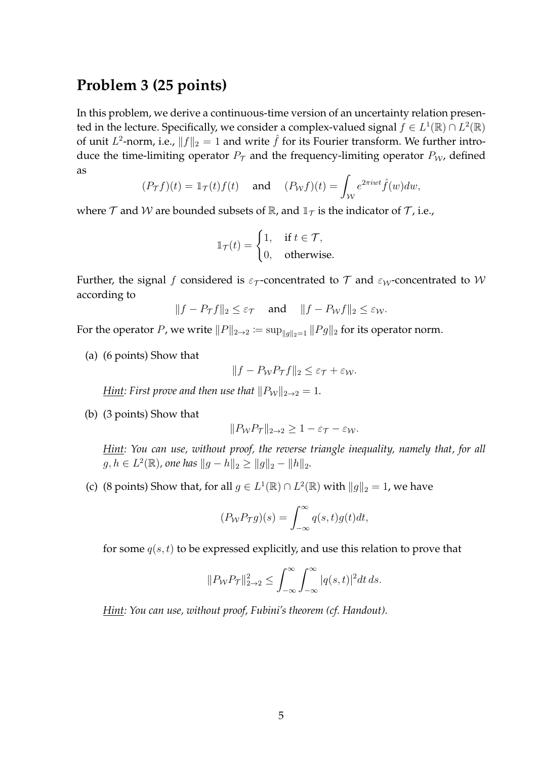## Problem 3 (25 points)

In this problem, we derive a continuous-time version of an uncertainty relation presented in the lecture. Specifically, we consider a complex-valued signal $f \in L^1(\mathbb{R}) \cap L^2(\mathbb{R})$ of unit $L^2$-norm, i.e., $\|f\|_2 = 1$ and write $\hat{f}$ for its Fourier transform. We further introduce the time-limiting operator $P_\mathcal{T}$ and the frequency-limiting operator $P_\mathcal{W}$, defined as

$$(P_\mathcal{T} f)(t) = \mathbb{1}_\mathcal{T}(t) f(t) \quad \text{and} \quad (P_\mathcal{W} f)(t) = \int_\mathcal{W} e^{2\pi i w t} \hat{f}(w) dw,$$

where $\mathcal{T}$ and $\mathcal{W}$ are bounded subsets of $\mathbb{R}$, and $\mathbb{1}_\mathcal{T}$ is the indicator of $\mathcal{T}$, i.e.,

$$\mathbb{1}_\mathcal{T}(t) = \begin{cases} 1, & \text{if } t \in \mathcal{T}, \\ 0, & \text{otherwise.} \end{cases}$$

Further, the signal $f$ considered is $\varepsilon_\mathcal{T}$-concentrated to $\mathcal{T}$ and $\varepsilon_\mathcal{W}$-concentrated to $\mathcal{W}$ according to

$$\|f - P_\mathcal{T} f\|_2 \leq \varepsilon_\mathcal{T} \quad \text{and} \quad \|f - P_\mathcal{W} f\|_2 \leq \varepsilon_\mathcal{W}.$$

For the operator $P$, we write $\|P\|_{2\to 2} := \sup_{\|g\|_2 = 1} \|Pg\|_2$ for its operator norm.

(a) (6 points) Show that

$$\|f - P_\mathcal{W} P_\mathcal{T} f\|_2 \leq \varepsilon_\mathcal{T} + \varepsilon_\mathcal{W}.$$

*Hint: First prove and then use that $\|P_\mathcal{W}\|_{2\to 2} = 1$.*

(b) (3 points) Show that

$$\|P_\mathcal{W} P_\mathcal{T}\|_{2\to 2} \geq 1 - \varepsilon_\mathcal{T} - \varepsilon_\mathcal{W}.$$

*Hint: You can use, without proof, the reverse triangle inequality, namely that, for all $g, h \in L^2(\mathbb{R})$, one has $\|g - h\|_2 \geq \|g\|_2 - \|h\|_2$.*

(c) (8 points) Show that, for all $g \in L^1(\mathbb{R}) \cap L^2(\mathbb{R})$ with $\|g\|_2 = 1$, we have

$$(P_\mathcal{W} P_\mathcal{T} g)(s) = \int_{-\infty}^{\infty} q(s,t) g(t) dt,$$

for some $q(s,t)$ to be expressed explicitly, and use this relation to prove that

$$\|P_\mathcal{W} P_\mathcal{T}\|_{2\to 2}^2 \leq \int_{-\infty}^{\infty} \int_{-\infty}^{\infty} |q(s,t)|^2 dt\, ds.$$

*Hint: You can use, without proof, Fubini's theorem (cf. Handout).*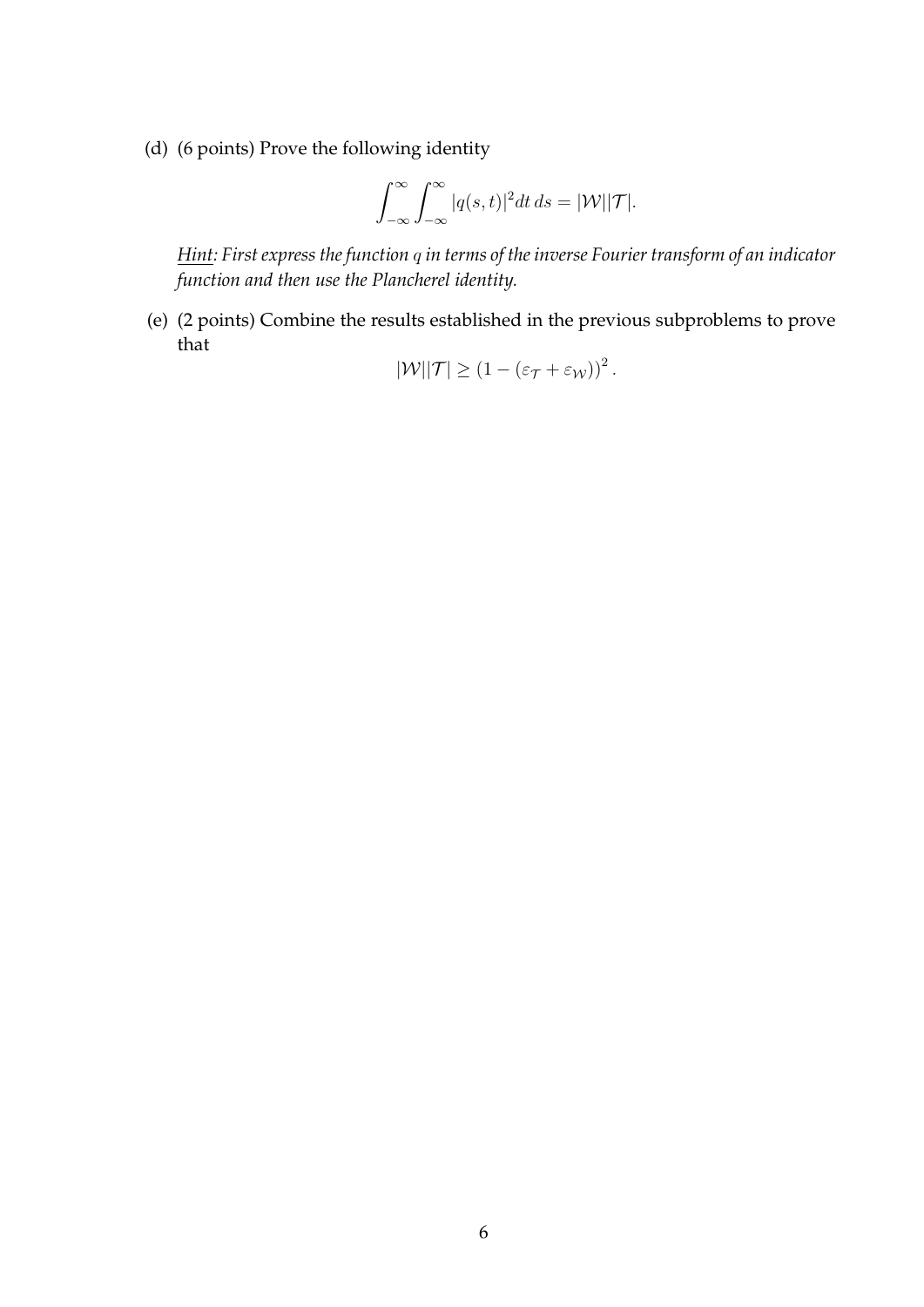(d) (6 points) Prove the following identity

$$\int_{-\infty}^{\infty}\int_{-\infty}^{\infty}|q(s,t)|^2 dt\, ds = |\mathcal{W}||\mathcal{T}|.$$

*Hint: First express the function $q$ in terms of the inverse Fourier transform of an indicator function and then use the Plancherel identity.*

(e) (2 points) Combine the results established in the previous subproblems to prove that

$$|\mathcal{W}||\mathcal{T}| \geq \left(1 - (\varepsilon_{\mathcal{T}} + \varepsilon_{\mathcal{W}})\right)^2.$$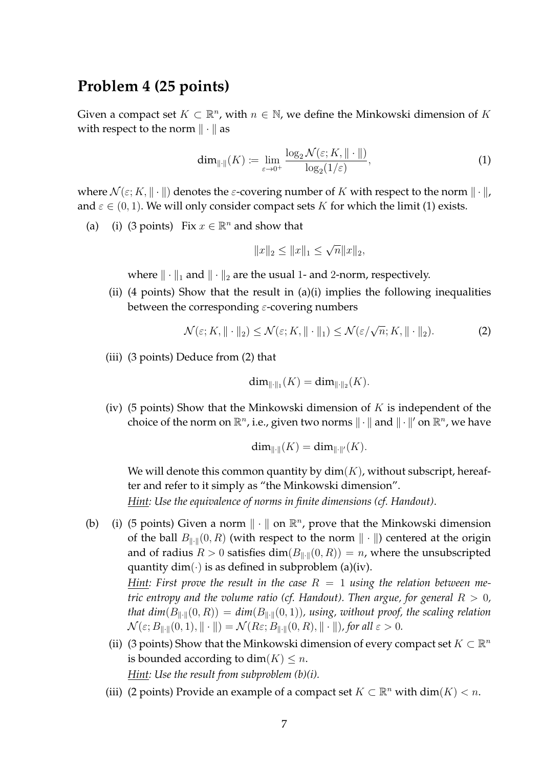## Problem 4 (25 points)

Given a compact set $K \subset \mathbb{R}^n$, with $n \in \mathbb{N}$, we define the Minkowski dimension of $K$ with respect to the norm $\|\cdot\|$ as

$$\dim_{\|\cdot\|}(K) := \lim_{\varepsilon \to 0^+} \frac{\log_2 \mathcal{N}(\varepsilon; K, \|\cdot\|)}{\log_2(1/\varepsilon)}, \tag{1}$$

where $\mathcal{N}(\varepsilon; K, \|\cdot\|)$ denotes the $\varepsilon$-covering number of $K$ with respect to the norm $\|\cdot\|$, and $\varepsilon \in (0, 1)$. We will only consider compact sets $K$ for which the limit (1) exists.

(a) (i) (3 points) Fix $x \in \mathbb{R}^n$ and show that

$$\|x\|_2 \leq \|x\|_1 \leq \sqrt{n}\|x\|_2,$$

where $\|\cdot\|_1$ and $\|\cdot\|_2$ are the usual 1- and 2-norm, respectively.

(ii) (4 points) Show that the result in (a)(i) implies the following inequalities between the corresponding $\varepsilon$-covering numbers

$$\mathcal{N}(\varepsilon; K, \|\cdot\|_2) \leq \mathcal{N}(\varepsilon; K, \|\cdot\|_1) \leq \mathcal{N}(\varepsilon/\sqrt{n}; K, \|\cdot\|_2). \tag{2}$$

(iii) (3 points) Deduce from (2) that

$$\dim_{\|\cdot\|_1}(K) = \dim_{\|\cdot\|_2}(K).$$

(iv) (5 points) Show that the Minkowski dimension of $K$ is independent of the choice of the norm on $\mathbb{R}^n$, i.e., given two norms $\|\cdot\|$ and $\|\cdot\|'$ on $\mathbb{R}^n$, we have

$$\dim_{\|\cdot\|}(K) = \dim_{\|\cdot\|'}(K).$$

We will denote this common quantity by $\dim(K)$, without subscript, hereafter and refer to it simply as "the Minkowski dimension".

*Hint: Use the equivalence of norms in finite dimensions (cf. Handout).*

(b) (i) (5 points) Given a norm $\|\cdot\|$ on $\mathbb{R}^n$, prove that the Minkowski dimension of the ball $B_{\|\cdot\|}(0, R)$ (with respect to the norm $\|\cdot\|$) centered at the origin and of radius $R > 0$ satisfies $\dim(B_{\|\cdot\|}(0, R)) = n$, where the unsubscripted quantity $\dim(\cdot)$ is as defined in subproblem (a)(iv).

*Hint: First prove the result in the case $R = 1$ using the relation between metric entropy and the volume ratio (cf. Handout). Then argue, for general $R > 0$, that $\dim(B_{\|\cdot\|}(0, R)) = \dim(B_{\|\cdot\|}(0, 1))$, using, without proof, the scaling relation $\mathcal{N}(\varepsilon; B_{\|\cdot\|}(0, 1), \|\cdot\|) = \mathcal{N}(R\varepsilon; B_{\|\cdot\|}(0, R), \|\cdot\|)$, for all $\varepsilon > 0$.*

(ii) (3 points) Show that the Minkowski dimension of every compact set $K \subset \mathbb{R}^n$ is bounded according to $\dim(K) \leq n$.

*Hint: Use the result from subproblem (b)(i).*

(iii) (2 points) Provide an example of a compact set $K \subset \mathbb{R}^n$ with $\dim(K) < n$.